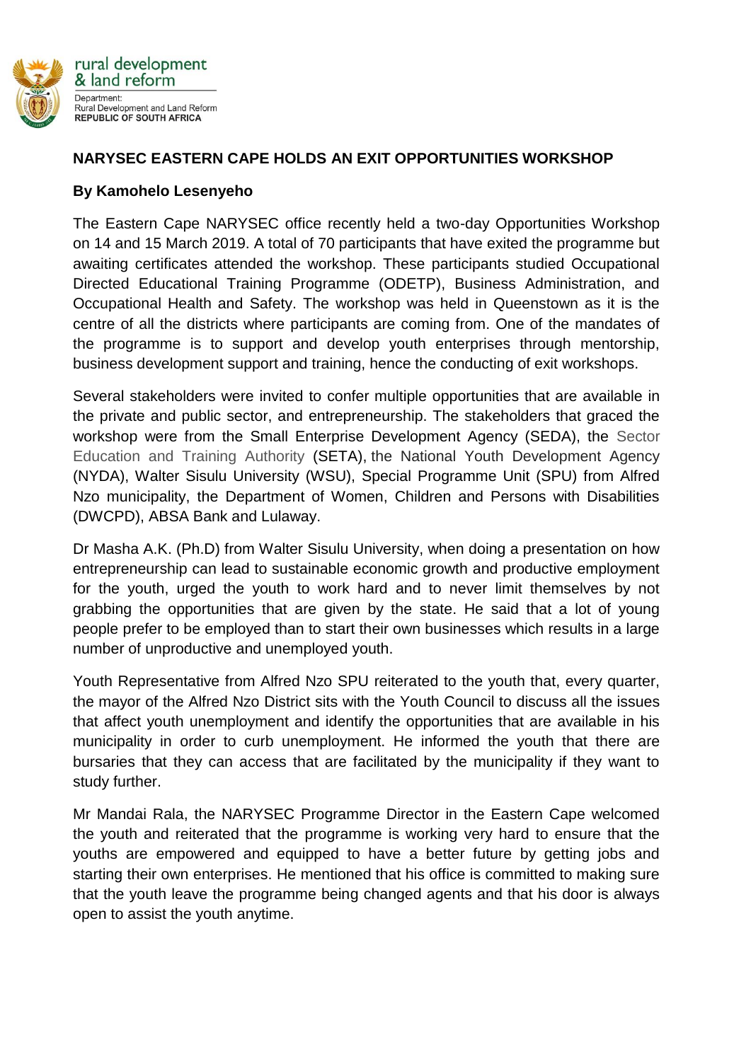rural development & land reform

Department:
Rural Development and Land Reform
REPUBLIC OF SOUTH AFRICA

**NARYSEC EASTERN CAPE HOLDS AN EXIT OPPORTUNITIES WORKSHOP**

**By Kamohelo Lesenyeho**

The Eastern Cape NARYSEC office recently held a two-day Opportunities Workshop on 14 and 15 March 2019. A total of 70 participants that have exited the programme but awaiting certificates attended the workshop. These participants studied Occupational Directed Educational Training Programme (ODETP), Business Administration, and Occupational Health and Safety. The workshop was held in Queenstown as it is the centre of all the districts where participants are coming from. One of the mandates of the programme is to support and develop youth enterprises through mentorship, business development support and training, hence the conducting of exit workshops.

Several stakeholders were invited to confer multiple opportunities that are available in the private and public sector, and entrepreneurship. The stakeholders that graced the workshop were from the Small Enterprise Development Agency (SEDA), the Sector Education and Training Authority (SETA), the National Youth Development Agency (NYDA), Walter Sisulu University (WSU), Special Programme Unit (SPU) from Alfred Nzo municipality, the Department of Women, Children and Persons with Disabilities (DWCPD), ABSA Bank and Lulaway.

Dr Masha A.K. (Ph.D) from Walter Sisulu University, when doing a presentation on how entrepreneurship can lead to sustainable economic growth and productive employment for the youth, urged the youth to work hard and to never limit themselves by not grabbing the opportunities that are given by the state. He said that a lot of young people prefer to be employed than to start their own businesses which results in a large number of unproductive and unemployed youth.

Youth Representative from Alfred Nzo SPU reiterated to the youth that, every quarter, the mayor of the Alfred Nzo District sits with the Youth Council to discuss all the issues that affect youth unemployment and identify the opportunities that are available in his municipality in order to curb unemployment. He informed the youth that there are bursaries that they can access that are facilitated by the municipality if they want to study further.

Mr Mandai Rala, the NARYSEC Programme Director in the Eastern Cape welcomed the youth and reiterated that the programme is working very hard to ensure that the youths are empowered and equipped to have a better future by getting jobs and starting their own enterprises. He mentioned that his office is committed to making sure that the youth leave the programme being changed agents and that his door is always open to assist the youth anytime.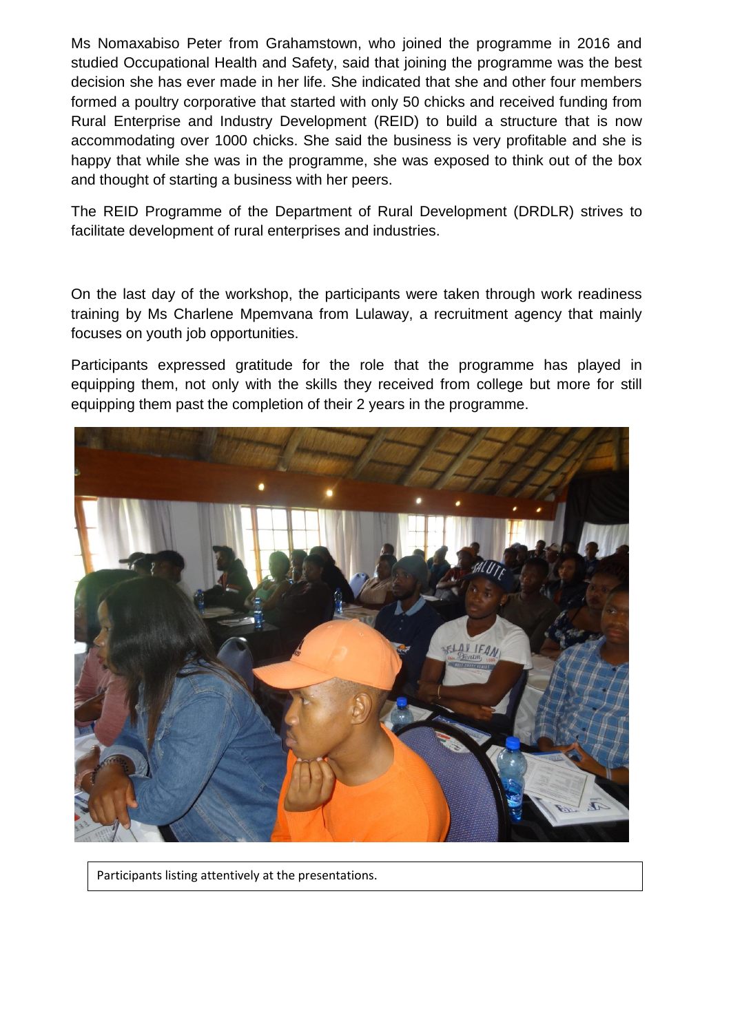Ms Nomaxabiso Peter from Grahamstown, who joined the programme in 2016 and studied Occupational Health and Safety, said that joining the programme was the best decision she has ever made in her life. She indicated that she and other four members formed a poultry corporative that started with only 50 chicks and received funding from Rural Enterprise and Industry Development (REID) to build a structure that is now accommodating over 1000 chicks. She said the business is very profitable and she is happy that while she was in the programme, she was exposed to think out of the box and thought of starting a business with her peers.

The REID Programme of the Department of Rural Development (DRDLR) strives to facilitate development of rural enterprises and industries.

On the last day of the workshop, the participants were taken through work readiness training by Ms Charlene Mpemvana from Lulaway, a recruitment agency that mainly focuses on youth job opportunities.

Participants expressed gratitude for the role that the programme has played in equipping them, not only with the skills they received from college but more for still equipping them past the completion of their 2 years in the programme.

Participants listing attentively at the presentations.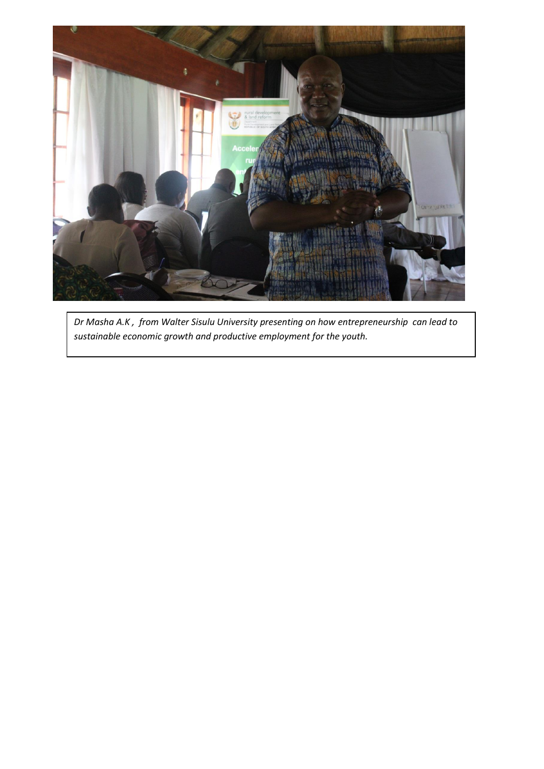*Dr Masha A.K , from Walter Sisulu University presenting on how entrepreneurship can lead to sustainable economic growth and productive employment for the youth.*